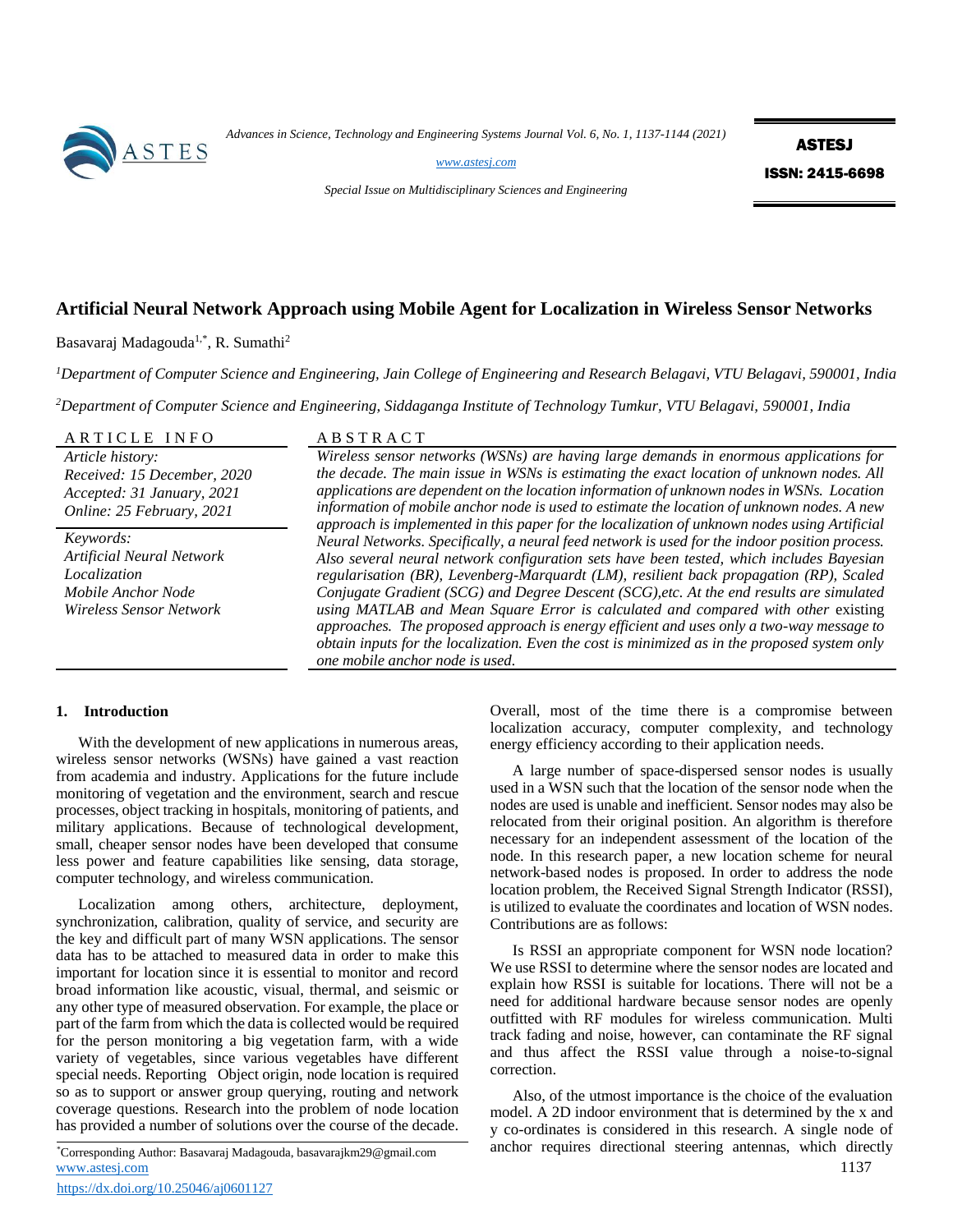# Artificial Neural Network Approach using Mobile Agent for Localization in Wireless Sensor Networks

Basavaraj Madagouda[1,*], R. Sumathi[2]

[1]*Department of Computer Science and Engineering, Jain College of Engineering and Research Belagavi, VTU Belagavi, 590001, India*

[2]*Department of Computer Science and Engineering, Siddaganga Institute of Technology Tumkur, VTU Belagavi, 590001, India*

**ARTICLE INFO**

*Article history:*
*Received: 15 December, 2020*
*Accepted: 31 January, 2021*
*Online: 25 February, 2021*

*Keywords:*
*Artificial Neural Network*
*Localization*
*Mobile Anchor Node*
*Wireless Sensor Network*

**ABSTRACT**

*Wireless sensor networks (WSNs) are having large demands in enormous applications for the decade. The main issue in WSNs is estimating the exact location of unknown nodes. All applications are dependent on the location information of unknown nodes in WSNs. Location information of mobile anchor node is used to estimate the location of unknown nodes. A new approach is implemented in this paper for the localization of unknown nodes using Artificial Neural Networks. Specifically, a neural feed network is used for the indoor position process. Also several neural network configuration sets have been tested, which includes Bayesian regularisation (BR), Levenberg-Marquardt (LM), resilient back propagation (RP), Scaled Conjugate Gradient (SCG) and Degree Descent (SCG),etc. At the end results are simulated using MATLAB and Mean Square Error is calculated and compared with other* existing *approaches. The proposed approach is energy efficient and uses only a two-way message to obtain inputs for the localization. Even the cost is minimized as in the proposed system only one mobile anchor node is used.*

## 1. Introduction

With the development of new applications in numerous areas, wireless sensor networks (WSNs) have gained a vast reaction from academia and industry. Applications for the future include monitoring of vegetation and the environment, search and rescue processes, object tracking in hospitals, monitoring of patients, and military applications. Because of technological development, small, cheaper sensor nodes have been developed that consume less power and feature capabilities like sensing, data storage, computer technology, and wireless communication.

Localization among others, architecture, deployment, synchronization, calibration, quality of service, and security are the key and difficult part of many WSN applications. The sensor data has to be attached to measured data in order to make this important for location since it is essential to monitor and record broad information like acoustic, visual, thermal, and seismic or any other type of measured observation. For example, the place or part of the farm from which the data is collected would be required for the person monitoring a big vegetation farm, with a wide variety of vegetables, since various vegetables have different special needs. Reporting Object origin, node location is required so as to support or answer group querying, routing and network coverage questions. Research into the problem of node location has provided a number of solutions over the course of the decade. Overall, most of the time there is a compromise between localization accuracy, computer complexity, and technology energy efficiency according to their application needs.

A large number of space-dispersed sensor nodes is usually used in a WSN such that the location of the sensor node when the nodes are used is unable and inefficient. Sensor nodes may also be relocated from their original position. An algorithm is therefore necessary for an independent assessment of the location of the node. In this research paper, a new location scheme for neural network-based nodes is proposed. In order to address the node location problem, the Received Signal Strength Indicator (RSSI), is utilized to evaluate the coordinates and location of WSN nodes. Contributions are as follows:

Is RSSI an appropriate component for WSN node location? We use RSSI to determine where the sensor nodes are located and explain how RSSI is suitable for locations. There will not be a need for additional hardware because sensor nodes are openly outfitted with RF modules for wireless communication. Multi track fading and noise, however, can contaminate the RF signal and thus affect the RSSI value through a noise-to-signal correction.

Also, of the utmost importance is the choice of the evaluation model. A 2D indoor environment that is determined by the x and y co-ordinates is considered in this research. A single node of anchor requires directional steering antennas, which directly

*Corresponding Author: Basavaraj Madagouda, basavarajkm29@gmail.com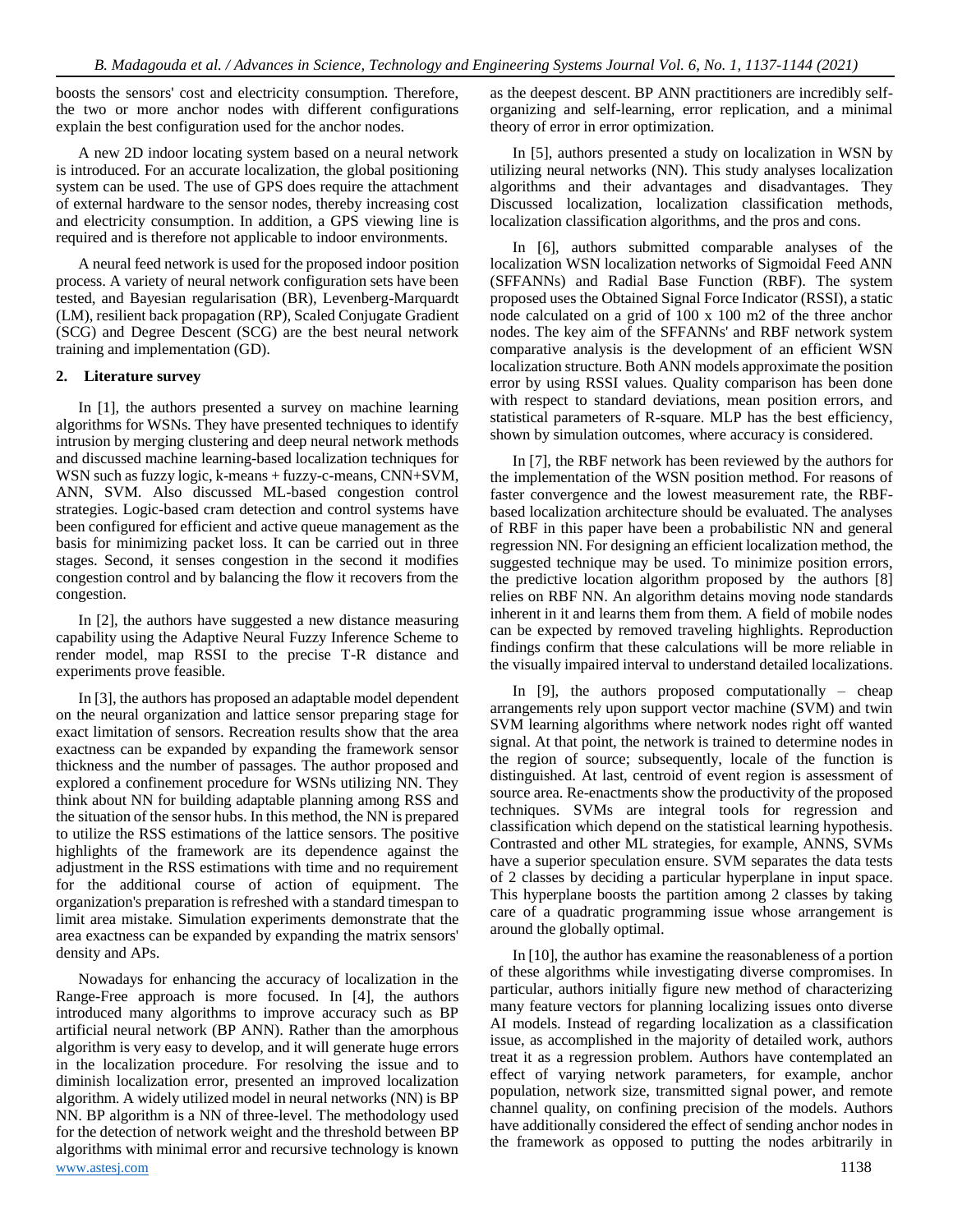boosts the sensors' cost and electricity consumption. Therefore, the two or more anchor nodes with different configurations explain the best configuration used for the anchor nodes.

A new 2D indoor locating system based on a neural network is introduced. For an accurate localization, the global positioning system can be used. The use of GPS does require the attachment of external hardware to the sensor nodes, thereby increasing cost and electricity consumption. In addition, a GPS viewing line is required and is therefore not applicable to indoor environments.

A neural feed network is used for the proposed indoor position process. A variety of neural network configuration sets have been tested, and Bayesian regularisation (BR), Levenberg-Marquardt (LM), resilient back propagation (RP), Scaled Conjugate Gradient (SCG) and Degree Descent (SCG) are the best neural network training and implementation (GD).

## 2. Literature survey

In [1], the authors presented a survey on machine learning algorithms for WSNs. They have presented techniques to identify intrusion by merging clustering and deep neural network methods and discussed machine learning-based localization techniques for WSN such as fuzzy logic, k-means + fuzzy-c-means, CNN+SVM, ANN, SVM. Also discussed ML-based congestion control strategies. Logic-based cram detection and control systems have been configured for efficient and active queue management as the basis for minimizing packet loss. It can be carried out in three stages. Second, it senses congestion in the second it modifies congestion control and by balancing the flow it recovers from the congestion.

In [2], the authors have suggested a new distance measuring capability using the Adaptive Neural Fuzzy Inference Scheme to render model, map RSSI to the precise T-R distance and experiments prove feasible.

In [3], the authors has proposed an adaptable model dependent on the neural organization and lattice sensor preparing stage for exact limitation of sensors. Recreation results show that the area exactness can be expanded by expanding the framework sensor thickness and the number of passages. The author proposed and explored a confinement procedure for WSNs utilizing NN. They think about NN for building adaptable planning among RSS and the situation of the sensor hubs. In this method, the NN is prepared to utilize the RSS estimations of the lattice sensors. The positive highlights of the framework are its dependence against the adjustment in the RSS estimations with time and no requirement for the additional course of action of equipment. The organization's preparation is refreshed with a standard timespan to limit area mistake. Simulation experiments demonstrate that the area exactness can be expanded by expanding the matrix sensors' density and APs.

Nowadays for enhancing the accuracy of localization in the Range-Free approach is more focused. In [4], the authors introduced many algorithms to improve accuracy such as BP artificial neural network (BP ANN). Rather than the amorphous algorithm is very easy to develop, and it will generate huge errors in the localization procedure. For resolving the issue and to diminish localization error, presented an improved localization algorithm. A widely utilized model in neural networks (NN) is BP NN. BP algorithm is a NN of three-level. The methodology used for the detection of network weight and the threshold between BP algorithms with minimal error and recursive technology is known as the deepest descent. BP ANN practitioners are incredibly self-organizing and self-learning, error replication, and a minimal theory of error in error optimization.

In [5], authors presented a study on localization in WSN by utilizing neural networks (NN). This study analyses localization algorithms and their advantages and disadvantages. They Discussed localization, localization classification methods, localization classification algorithms, and the pros and cons.

In [6], authors submitted comparable analyses of the localization WSN localization networks of Sigmoidal Feed ANN (SFFANNs) and Radial Base Function (RBF). The system proposed uses the Obtained Signal Force Indicator (RSSI), a static node calculated on a grid of 100 x 100 m2 of the three anchor nodes. The key aim of the SFFANNs' and RBF network system comparative analysis is the development of an efficient WSN localization structure. Both ANN models approximate the position error by using RSSI values. Quality comparison has been done with respect to standard deviations, mean position errors, and statistical parameters of R-square. MLP has the best efficiency, shown by simulation outcomes, where accuracy is considered.

In [7], the RBF network has been reviewed by the authors for the implementation of the WSN position method. For reasons of faster convergence and the lowest measurement rate, the RBF-based localization architecture should be evaluated. The analyses of RBF in this paper have been a probabilistic NN and general regression NN. For designing an efficient localization method, the suggested technique may be used. To minimize position errors, the predictive location algorithm proposed by the authors [8] relies on RBF NN. An algorithm detains moving node standards inherent in it and learns them from them. A field of mobile nodes can be expected by removed traveling highlights. Reproduction findings confirm that these calculations will be more reliable in the visually impaired interval to understand detailed localizations.

In [9], the authors proposed computationally – cheap arrangements rely upon support vector machine (SVM) and twin SVM learning algorithms where network nodes right off wanted signal. At that point, the network is trained to determine nodes in the region of source; subsequently, locale of the function is distinguished. At last, centroid of event region is assessment of source area. Re-enactments show the productivity of the proposed techniques. SVMs are integral tools for regression and classification which depend on the statistical learning hypothesis. Contrasted and other ML strategies, for example, ANNS, SVMs have a superior speculation ensure. SVM separates the data tests of 2 classes by deciding a particular hyperplane in input space. This hyperplane boosts the partition among 2 classes by taking care of a quadratic programming issue whose arrangement is around the globally optimal.

In [10], the author has examine the reasonableness of a portion of these algorithms while investigating diverse compromises. In particular, authors initially figure new method of characterizing many feature vectors for planning localizing issues onto diverse AI models. Instead of regarding localization as a classification issue, as accomplished in the majority of detailed work, authors treat it as a regression problem. Authors have contemplated an effect of varying network parameters, for example, anchor population, network size, transmitted signal power, and remote channel quality, on confining precision of the models. Authors have additionally considered the effect of sending anchor nodes in the framework as opposed to putting the nodes arbitrarily in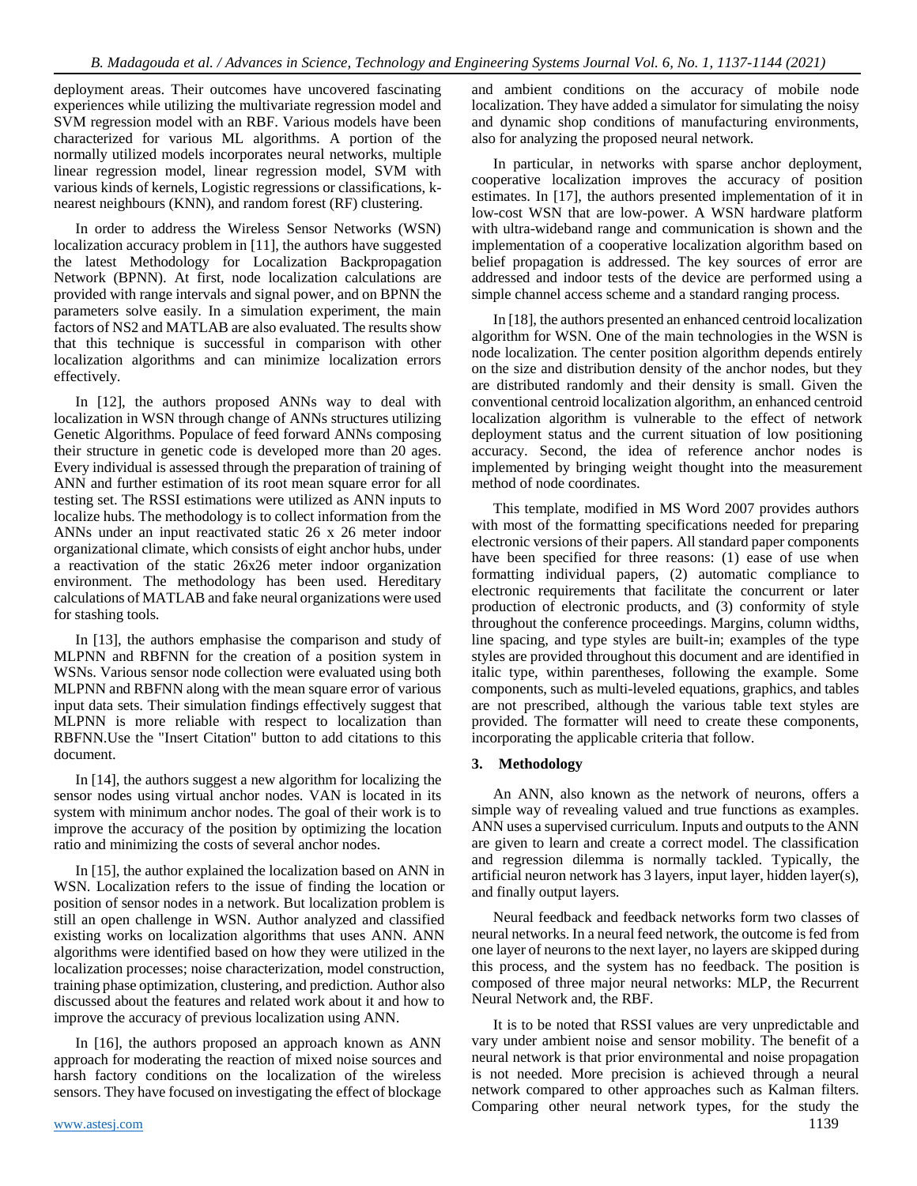deployment areas. Their outcomes have uncovered fascinating experiences while utilizing the multivariate regression model and SVM regression model with an RBF. Various models have been characterized for various ML algorithms. A portion of the normally utilized models incorporates neural networks, multiple linear regression model, linear regression model, SVM with various kinds of kernels, Logistic regressions or classifications, k-nearest neighbours (KNN), and random forest (RF) clustering.

In order to address the Wireless Sensor Networks (WSN) localization accuracy problem in [11], the authors have suggested the latest Methodology for Localization Backpropagation Network (BPNN). At first, node localization calculations are provided with range intervals and signal power, and on BPNN the parameters solve easily. In a simulation experiment, the main factors of NS2 and MATLAB are also evaluated. The results show that this technique is successful in comparison with other localization algorithms and can minimize localization errors effectively.

In [12], the authors proposed ANNs way to deal with localization in WSN through change of ANNs structures utilizing Genetic Algorithms. Populace of feed forward ANNs composing their structure in genetic code is developed more than 20 ages. Every individual is assessed through the preparation of training of ANN and further estimation of its root mean square error for all testing set. The RSSI estimations were utilized as ANN inputs to localize hubs. The methodology is to collect information from the ANNs under an input reactivated static 26 x 26 meter indoor organizational climate, which consists of eight anchor hubs, under a reactivation of the static 26x26 meter indoor organization environment. The methodology has been used. Hereditary calculations of MATLAB and fake neural organizations were used for stashing tools.

In [13], the authors emphasise the comparison and study of MLPNN and RBFNN for the creation of a position system in WSNs. Various sensor node collection were evaluated using both MLPNN and RBFNN along with the mean square error of various input data sets. Their simulation findings effectively suggest that MLPNN is more reliable with respect to localization than RBFNN.Use the "Insert Citation" button to add citations to this document.

In [14], the authors suggest a new algorithm for localizing the sensor nodes using virtual anchor nodes. VAN is located in its system with minimum anchor nodes. The goal of their work is to improve the accuracy of the position by optimizing the location ratio and minimizing the costs of several anchor nodes.

In [15], the author explained the localization based on ANN in WSN. Localization refers to the issue of finding the location or position of sensor nodes in a network. But localization problem is still an open challenge in WSN. Author analyzed and classified existing works on localization algorithms that uses ANN. ANN algorithms were identified based on how they were utilized in the localization processes; noise characterization, model construction, training phase optimization, clustering, and prediction. Author also discussed about the features and related work about it and how to improve the accuracy of previous localization using ANN.

In [16], the authors proposed an approach known as ANN approach for moderating the reaction of mixed noise sources and harsh factory conditions on the localization of the wireless sensors. They have focused on investigating the effect of blockage and ambient conditions on the accuracy of mobile node localization. They have added a simulator for simulating the noisy and dynamic shop conditions of manufacturing environments, also for analyzing the proposed neural network.

In particular, in networks with sparse anchor deployment, cooperative localization improves the accuracy of position estimates. In [17], the authors presented implementation of it in low-cost WSN that are low-power. A WSN hardware platform with ultra-wideband range and communication is shown and the implementation of a cooperative localization algorithm based on belief propagation is addressed. The key sources of error are addressed and indoor tests of the device are performed using a simple channel access scheme and a standard ranging process.

In [18], the authors presented an enhanced centroid localization algorithm for WSN. One of the main technologies in the WSN is node localization. The center position algorithm depends entirely on the size and distribution density of the anchor nodes, but they are distributed randomly and their density is small. Given the conventional centroid localization algorithm, an enhanced centroid localization algorithm is vulnerable to the effect of network deployment status and the current situation of low positioning accuracy. Second, the idea of reference anchor nodes is implemented by bringing weight thought into the measurement method of node coordinates.

This template, modified in MS Word 2007 provides authors with most of the formatting specifications needed for preparing electronic versions of their papers. All standard paper components have been specified for three reasons: (1) ease of use when formatting individual papers, (2) automatic compliance to electronic requirements that facilitate the concurrent or later production of electronic products, and (3) conformity of style throughout the conference proceedings. Margins, column widths, line spacing, and type styles are built-in; examples of the type styles are provided throughout this document and are identified in italic type, within parentheses, following the example. Some components, such as multi-leveled equations, graphics, and tables are not prescribed, although the various table text styles are provided. The formatter will need to create these components, incorporating the applicable criteria that follow.

## 3. Methodology

An ANN, also known as the network of neurons, offers a simple way of revealing valued and true functions as examples. ANN uses a supervised curriculum. Inputs and outputs to the ANN are given to learn and create a correct model. The classification and regression dilemma is normally tackled. Typically, the artificial neuron network has 3 layers, input layer, hidden layer(s), and finally output layers.

Neural feedback and feedback networks form two classes of neural networks. In a neural feed network, the outcome is fed from one layer of neurons to the next layer, no layers are skipped during this process, and the system has no feedback. The position is composed of three major neural networks: MLP, the Recurrent Neural Network and, the RBF.

It is to be noted that RSSI values are very unpredictable and vary under ambient noise and sensor mobility. The benefit of a neural network is that prior environmental and noise propagation is not needed. More precision is achieved through a neural network compared to other approaches such as Kalman filters. Comparing other neural network types, for the study the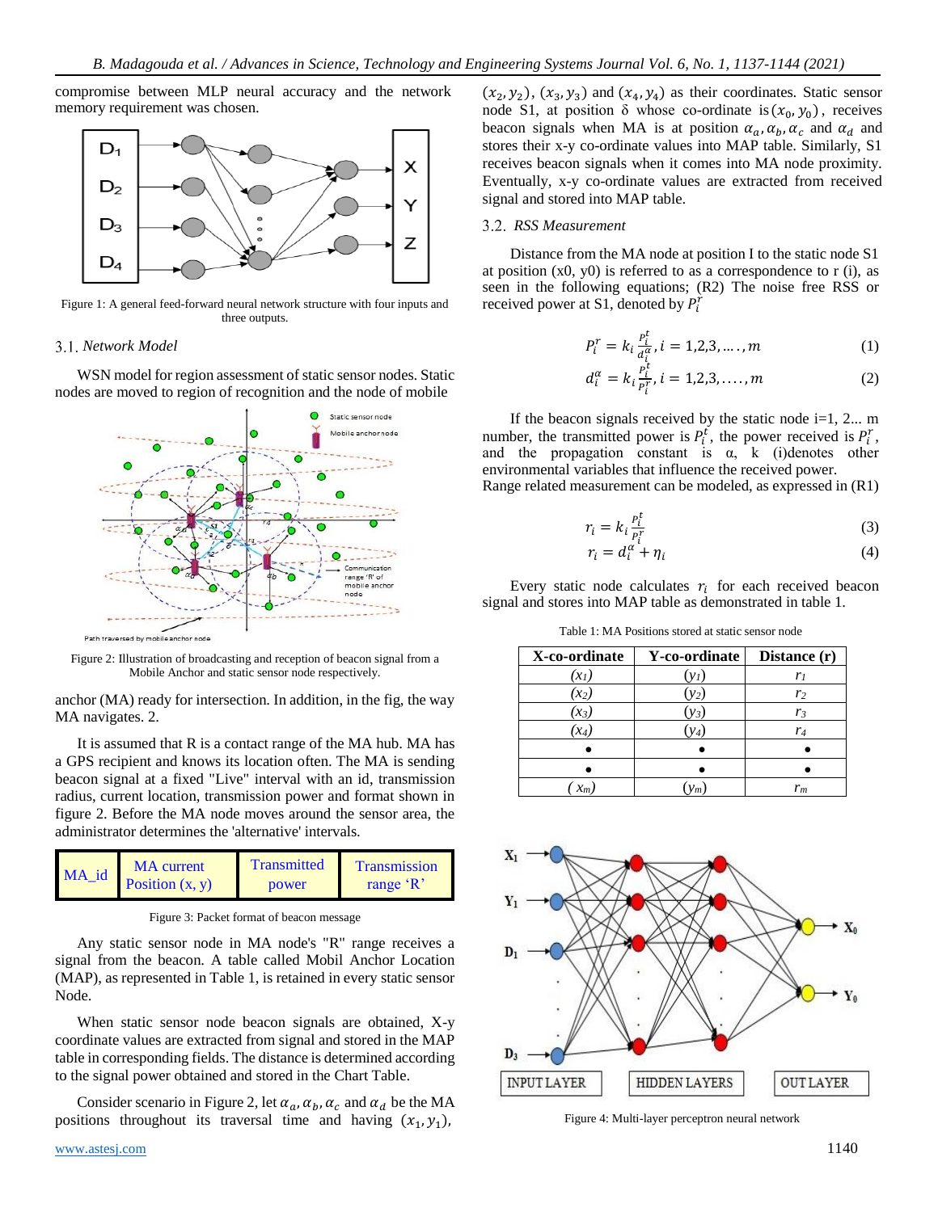compromise between MLP neural accuracy and the network memory requirement was chosen.

Figure 1: A general feed-forward neural network structure with four inputs and three outputs.

### 3.1. *Network Model*

WSN model for region assessment of static sensor nodes. Static nodes are moved to region of recognition and the node of mobile anchor (MA) ready for intersection. In addition, in the fig, the way MA navigates. 2.

Figure 2: Illustration of broadcasting and reception of beacon signal from a Mobile Anchor and static sensor node respectively.

It is assumed that R is a contact range of the MA hub. MA has a GPS recipient and knows its location often. The MA is sending beacon signal at a fixed "Live" interval with an id, transmission radius, current location, transmission power and format shown in figure 2. Before the MA node moves around the sensor area, the administrator determines the 'alternative' intervals.

| MA_id | MA current Position (x, y) | Transmitted power | Transmission range 'R' |
|---|---|---|---|

Figure 3: Packet format of beacon message

Any static sensor node in MA node's "R" range receives a signal from the beacon. A table called Mobil Anchor Location (MAP), as represented in Table 1, is retained in every static sensor Node.

When static sensor node beacon signals are obtained, X-y coordinate values are extracted from signal and stored in the MAP table in corresponding fields. The distance is determined according to the signal power obtained and stored in the Chart Table.

Consider scenario in Figure 2, let $\alpha_a, \alpha_b, \alpha_c$ and $\alpha_d$ be the MA positions throughout its traversal time and having $(x_1, y_1)$, $(x_2, y_2)$, $(x_3, y_3)$ and $(x_4, y_4)$ as their coordinates. Static sensor node S1, at position δ whose co-ordinate is $(x_0, y_0)$, receives beacon signals when MA is at position $\alpha_a, \alpha_b, \alpha_c$ and $\alpha_d$ and stores their x-y co-ordinate values into MAP table. Similarly, S1 receives beacon signals when it comes into MA node proximity. Eventually, x-y co-ordinate values are extracted from received signal and stored into MAP table.

### 3.2. *RSS Measurement*

Distance from the MA node at position I to the static node S1 at position (x0, y0) is referred to as a correspondence to r (i), as seen in the following equations; (R2) The noise free RSS or received power at S1, denoted by $P_i^r$

$$P_i^r = k_i \frac{P_i^t}{d_i^\alpha}, i = 1,2,3, \dots, m \tag{1}$$

$$d_i^\alpha = k_i \frac{P_i^t}{P_i^r}, i = 1,2,3, \dots, m \tag{2}$$

If the beacon signals received by the static node i=1, 2... m number, the transmitted power is $P_i^t$, the power received is $P_i^r$, and the propagation constant is α, k (i)denotes other environmental variables that influence the received power.
Range related measurement can be modeled, as expressed in (R1)

$$r_i = k_i \frac{P_i^t}{P_i^r} \tag{3}$$

$$r_i = d_i^\alpha + \eta_i \tag{4}$$

Every static node calculates $r_i$ for each received beacon signal and stores into MAP table as demonstrated in table 1.

Table 1: MA Positions stored at static sensor node

| X-co-ordinate | Y-co-ordinate | Distance (r) |
|---|---|---|
| $(x_1)$ | $(y_1)$ | $r_1$ |
| $(x_2)$ | $(y_2)$ | $r_2$ |
| $(x_3)$ | $(y_3)$ | $r_3$ |
| $(x_4)$ | $(y_4)$ | $r_4$ |
| • | • | • |
| • | • | • |
| $(x_m)$ | $(y_m)$ | $r_m$ |

Figure 4: Multi-layer perceptron neural network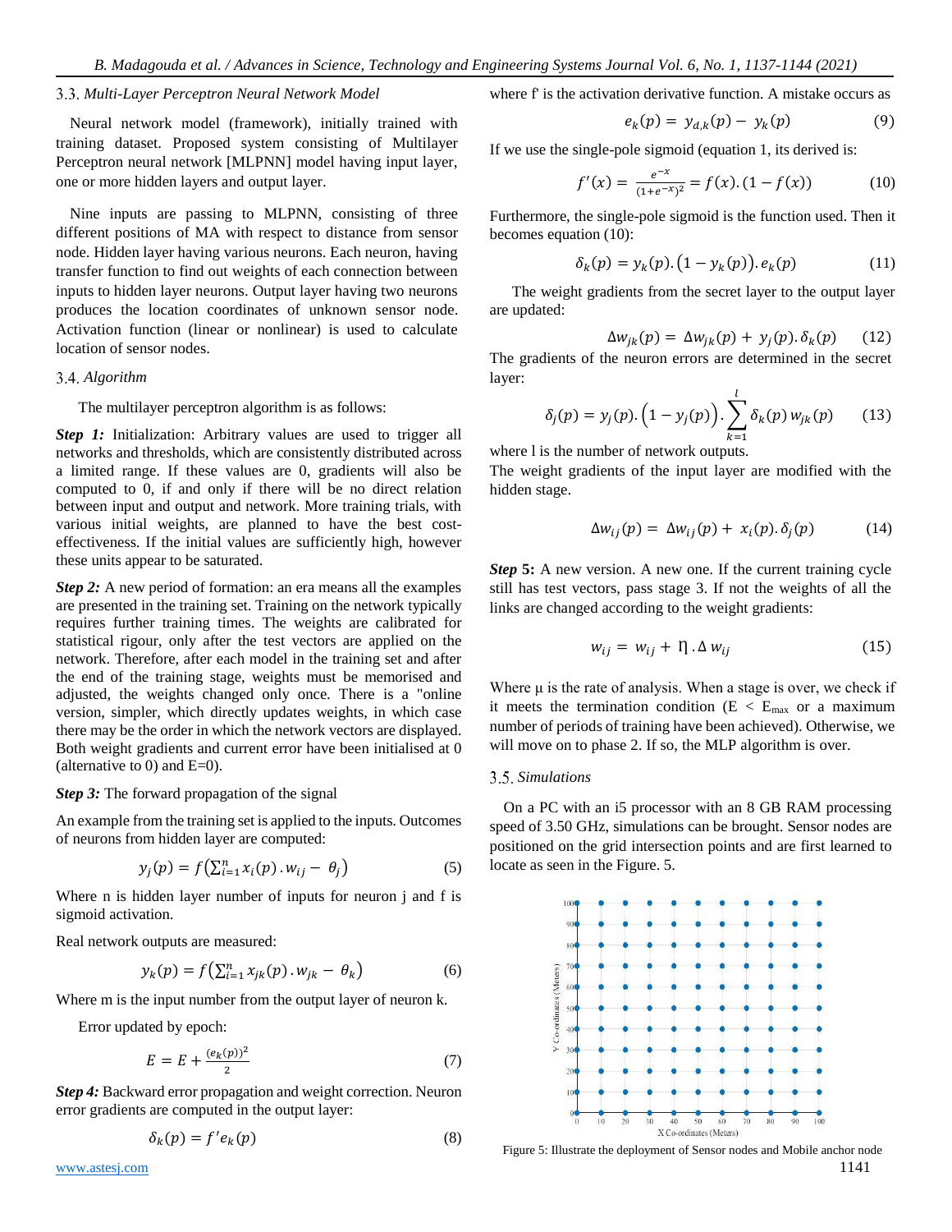### 3.3. *Multi-Layer Perceptron Neural Network Model*

Neural network model (framework), initially trained with training dataset. Proposed system consisting of Multilayer Perceptron neural network [MLPNN] model having input layer, one or more hidden layers and output layer.

Nine inputs are passing to MLPNN, consisting of three different positions of MA with respect to distance from sensor node. Hidden layer having various neurons. Each neuron, having transfer function to find out weights of each connection between inputs to hidden layer neurons. Output layer having two neurons produces the location coordinates of unknown sensor node. Activation function (linear or nonlinear) is used to calculate location of sensor nodes.

### 3.4. *Algorithm*

The multilayer perceptron algorithm is as follows:

***Step 1:*** Initialization: Arbitrary values are used to trigger all networks and thresholds, which are consistently distributed across a limited range. If these values are 0, gradients will also be computed to 0, if and only if there will be no direct relation between input and output and network. More training trials, with various initial weights, are planned to have the best cost-effectiveness. If the initial values are sufficiently high, however these units appear to be saturated.

***Step 2:*** A new period of formation: an era means all the examples are presented in the training set. Training on the network typically requires further training times. The weights are calibrated for statistical rigour, only after the test vectors are applied on the network. Therefore, after each model in the training set and after the end of the training stage, weights must be memorised and adjusted, the weights changed only once. There is an "online version, simpler, which directly updates weights, in which case there may be the order in which the network vectors are displayed. Both weight gradients and current error have been initialised at 0 (alternative to 0) and E=0).

***Step 3:*** The forward propagation of the signal

An example from the training set is applied to the inputs. Outcomes of neurons from hidden layer are computed:

$$y_j(p) = f\left(\sum_{i=1}^{n} x_i(p) \,.\, w_{ij} - \theta_j\right) \tag{5}$$

Where n is hidden layer number of inputs for neuron j and f is sigmoid activation.

Real network outputs are measured:

$$y_k(p) = f\left(\sum_{i=1}^{n} x_{jk}(p) \,.\, w_{jk} - \theta_k\right) \tag{6}$$

Where m is the input number from the output layer of neuron k.

Error updated by epoch:

$$E = E + \frac{(e_k(p))^2}{2} \tag{7}$$

***Step 4:*** Backward error propagation and weight correction. Neuron error gradients are computed in the output layer:

$$\delta_k(p) = f' e_k(p) \tag{8}$$

where f' is the activation derivative function. A mistake occurs as

$$e_k(p) = y_{d,k}(p) - y_k(p) \tag{9}$$

If we use the single-pole sigmoid (equation 1, its derived is:

$$f'(x) = \frac{e^{-x}}{(1+e^{-x})^2} = f(x).(1 - f(x)) \tag{10}$$

Furthermore, the single-pole sigmoid is the function used. Then it becomes equation (10):

$$\delta_k(p) = y_k(p).\left(1 - y_k(p)\right).e_k(p) \tag{11}$$

The weight gradients from the secret layer to the output layer are updated:

$$\Delta w_{jk}(p) = \Delta w_{jk}(p) + y_j(p).\delta_k(p) \tag{12}$$

The gradients of the neuron errors are determined in the secret layer:

$$\delta_j(p) = y_j(p).\left(1 - y_j(p)\right).\sum_{k=1}^{l} \delta_k(p)\, w_{jk}(p) \tag{13}$$

where l is the number of network outputs.

The weight gradients of the input layer are modified with the hidden stage.

$$\Delta w_{ij}(p) = \Delta w_{ij}(p) + x_i(p).\delta_j(p) \tag{14}$$

***Step* 5:** A new version. A new one. If the current training cycle still has test vectors, pass stage 3. If not the weights of all the links are changed according to the weight gradients:

$$w_{ij} = w_{ij} + \eta \,.\, \Delta w_{ij} \tag{15}$$

Where μ is the rate of analysis. When a stage is over, we check if it meets the termination condition ($E < E_{max}$ or a maximum number of periods of training have been achieved). Otherwise, we will move on to phase 2. If so, the MLP algorithm is over.

### 3.5. *Simulations*

On a PC with an i5 processor with an 8 GB RAM processing speed of 3.50 GHz, simulations can be brought. Sensor nodes are positioned on the grid intersection points and are first learned to locate as seen in the Figure. 5.

Figure 5: Illustrate the deployment of Sensor nodes and Mobile anchor node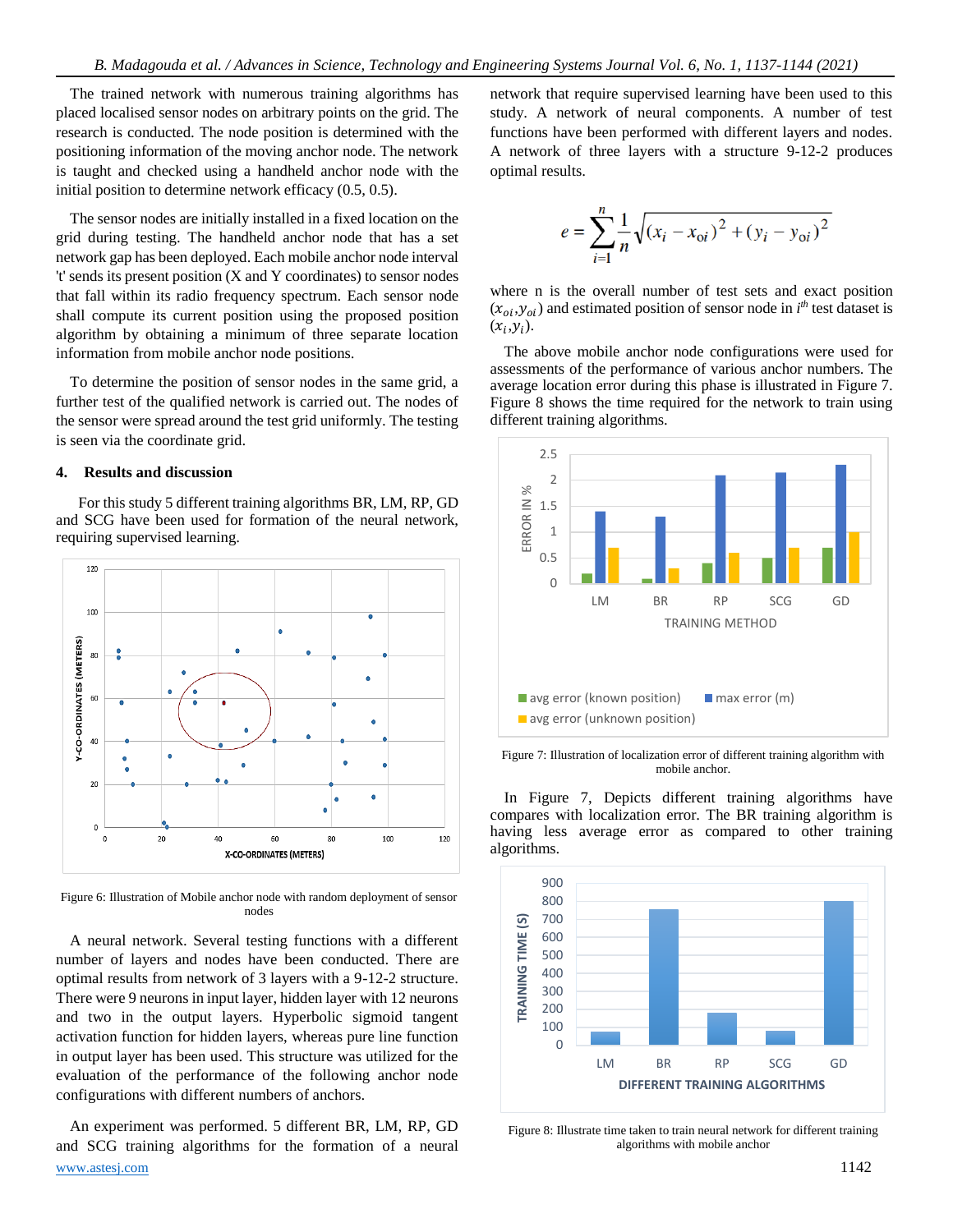The trained network with numerous training algorithms has placed localised sensor nodes on arbitrary points on the grid. The research is conducted. The node position is determined with the positioning information of the moving anchor node. The network is taught and checked using a handheld anchor node with the initial position to determine network efficacy (0.5, 0.5).

The sensor nodes are initially installed in a fixed location on the grid during testing. The handheld anchor node that has a set network gap has been deployed. Each mobile anchor node interval 't' sends its present position (X and Y coordinates) to sensor nodes that fall within its radio frequency spectrum. Each sensor node shall compute its current position using the proposed position algorithm by obtaining a minimum of three separate location information from mobile anchor node positions.

To determine the position of sensor nodes in the same grid, a further test of the qualified network is carried out. The nodes of the sensor were spread around the test grid uniformly. The testing is seen via the coordinate grid.

## 4. Results and discussion

For this study 5 different training algorithms BR, LM, RP, GD and SCG have been used for formation of the neural network, requiring supervised learning.

Figure 6: Illustration of Mobile anchor node with random deployment of sensor nodes

A neural network. Several testing functions with a different number of layers and nodes have been conducted. There are optimal results from network of 3 layers with a 9-12-2 structure. There were 9 neurons in input layer, hidden layer with 12 neurons and two in the output layers. Hyperbolic sigmoid tangent activation function for hidden layers, whereas pure line function in output layer has been used. This structure was utilized for the evaluation of the performance of the following anchor node configurations with different numbers of anchors.

An experiment was performed. 5 different BR, LM, RP, GD and SCG training algorithms for the formation of a neural network that require supervised learning have been used to this study. A network of neural components. A number of test functions have been performed with different layers and nodes. A network of three layers with a structure 9-12-2 produces optimal results.

$$e = \sum_{i=1}^{n} \frac{1}{n} \sqrt{(x_i - x_{oi})^2 + (y_i - y_{oi})^2}$$

where n is the overall number of test sets and exact position $(x_{oi}, y_{oi})$ and estimated position of sensor node in $i^{th}$ test dataset is $(x_i, y_i)$.

The above mobile anchor node configurations were used for assessments of the performance of various anchor numbers. The average location error during this phase is illustrated in Figure 7. Figure 8 shows the time required for the network to train using different training algorithms.

Figure 7: Illustration of localization error of different training algorithm with mobile anchor.

In Figure 7, Depicts different training algorithms have compares with localization error. The BR training algorithm is having less average error as compared to other training algorithms.

Figure 8: Illustrate time taken to train neural network for different training algorithms with mobile anchor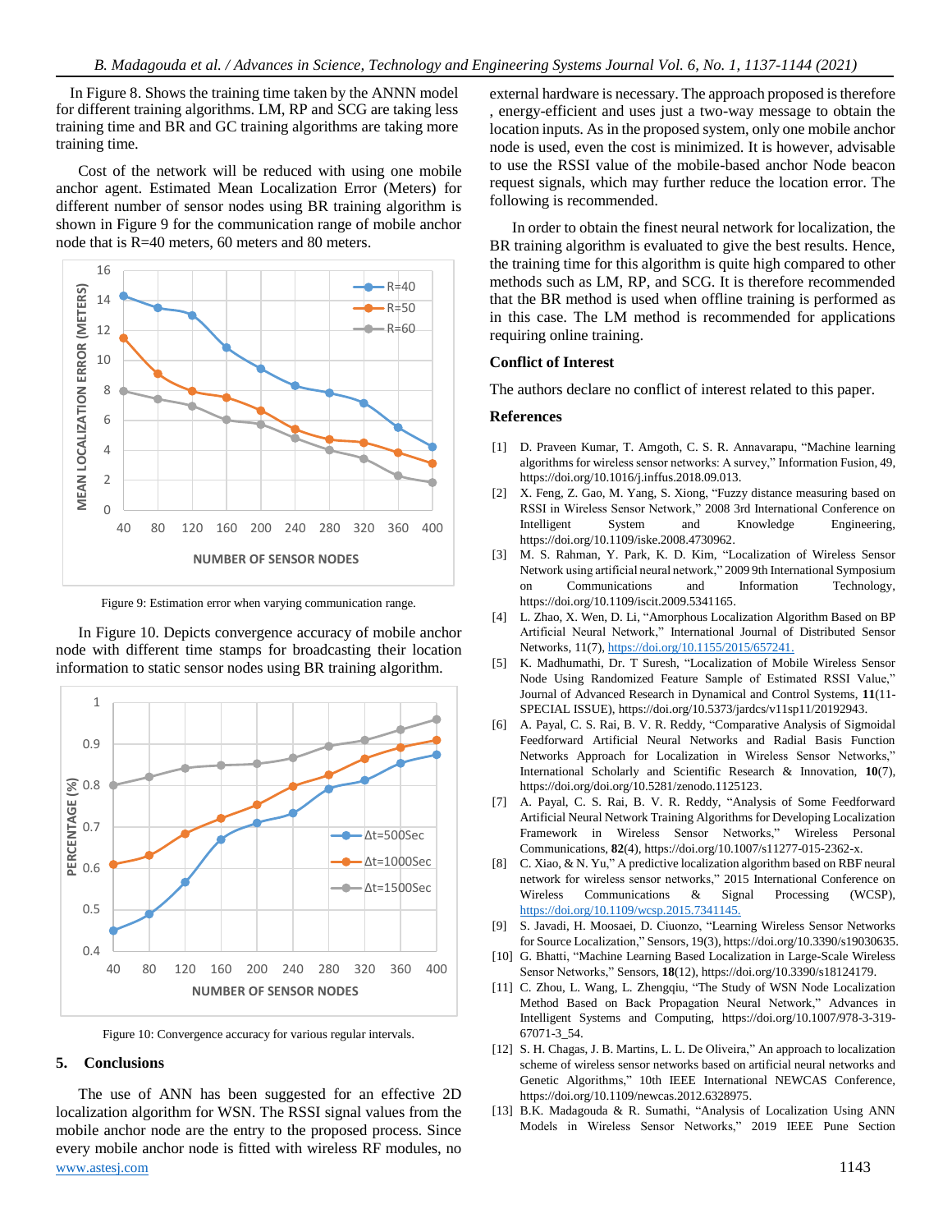In Figure 8. Shows the training time taken by the ANNN model for different training algorithms. LM, RP and SCG are taking less training time and BR and GC training algorithms are taking more training time.

Cost of the network will be reduced with using one mobile anchor agent. Estimated Mean Localization Error (Meters) for different number of sensor nodes using BR training algorithm is shown in Figure 9 for the communication range of mobile anchor node that is R=40 meters, 60 meters and 80 meters.

Figure 9: Estimation error when varying communication range.

In Figure 10. Depicts convergence accuracy of mobile anchor node with different time stamps for broadcasting their location information to static sensor nodes using BR training algorithm.

Figure 10: Convergence accuracy for various regular intervals.

## 5. Conclusions

The use of ANN has been suggested for an effective 2D localization algorithm for WSN. The RSSI signal values from the mobile anchor node are the entry to the proposed process. Since every mobile anchor node is fitted with wireless RF modules, no external hardware is necessary. The approach proposed is therefore , energy-efficient and uses just a two-way message to obtain the location inputs. As in the proposed system, only one mobile anchor node is used, even the cost is minimized. It is however, advisable to use the RSSI value of the mobile-based anchor Node beacon request signals, which may further reduce the location error. The following is recommended.

In order to obtain the finest neural network for localization, the BR training algorithm is evaluated to give the best results. Hence, the training time for this algorithm is quite high compared to other methods such as LM, RP, and SCG. It is therefore recommended that the BR method is used when offline training is performed as in this case. The LM method is recommended for applications requiring online training.

### Conflict of Interest

The authors declare no conflict of interest related to this paper.

### References

[1] D. Praveen Kumar, T. Amgoth, C. S. R. Annavarapu, “Machine learning algorithms for wireless sensor networks: A survey,” Information Fusion, 49, https://doi.org/10.1016/j.inffus.2018.09.013.

[2] X. Feng, Z. Gao, M. Yang, S. Xiong, “Fuzzy distance measuring based on RSSI in Wireless Sensor Network,” 2008 3rd International Conference on Intelligent System and Knowledge Engineering, https://doi.org/10.1109/iske.2008.4730962.

[3] M. S. Rahman, Y. Park, K. D. Kim, “Localization of Wireless Sensor Network using artificial neural network,” 2009 9th International Symposium on Communications and Information Technology, https://doi.org/10.1109/iscit.2009.5341165.

[4] L. Zhao, X. Wen, D. Li, “Amorphous Localization Algorithm Based on BP Artificial Neural Network,” International Journal of Distributed Sensor Networks, 11(7), https://doi.org/10.1155/2015/657241.

[5] K. Madhumathi, Dr. T Suresh, “Localization of Mobile Wireless Sensor Node Using Randomized Feature Sample of Estimated RSSI Value,” Journal of Advanced Research in Dynamical and Control Systems, **11**(11-SPECIAL ISSUE), https://doi.org/10.5373/jardcs/v11sp11/20192943.

[6] A. Payal, C. S. Rai, B. V. R. Reddy, “Comparative Analysis of Sigmoidal Feedforward Artificial Neural Networks and Radial Basis Function Networks Approach for Localization in Wireless Sensor Networks,” International Scholarly and Scientific Research & Innovation, **10**(7), https://doi.org/doi.org/10.5281/zenodo.1125123.

[7] A. Payal, C. S. Rai, B. V. R. Reddy, “Analysis of Some Feedforward Artificial Neural Network Training Algorithms for Developing Localization Framework in Wireless Sensor Networks,” Wireless Personal Communications, **82**(4), https://doi.org/10.1007/s11277-015-2362-x.

[8] C. Xiao, & N. Yu,” A predictive localization algorithm based on RBF neural network for wireless sensor networks,” 2015 International Conference on Wireless Communications & Signal Processing (WCSP), https://doi.org/10.1109/wcsp.2015.7341145.

[9] S. Javadi, H. Moosaei, D. Ciuonzo, “Learning Wireless Sensor Networks for Source Localization,” Sensors, 19(3), https://doi.org/10.3390/s19030635.

[10] G. Bhatti, “Machine Learning Based Localization in Large-Scale Wireless Sensor Networks,” Sensors, **18**(12), https://doi.org/10.3390/s18124179.

[11] C. Zhou, L. Wang, L. Zhengqiu, “The Study of WSN Node Localization Method Based on Back Propagation Neural Network,” Advances in Intelligent Systems and Computing, https://doi.org/10.1007/978-3-319-67071-3_54.

[12] S. H. Chagas, J. B. Martins, L. L. De Oliveira,” An approach to localization scheme of wireless sensor networks based on artificial neural networks and Genetic Algorithms,” 10th IEEE International NEWCAS Conference, https://doi.org/10.1109/newcas.2012.6328975.

[13] B.K. Madagouda & R. Sumathi, “Analysis of Localization Using ANN Models in Wireless Sensor Networks,” 2019 IEEE Pune Section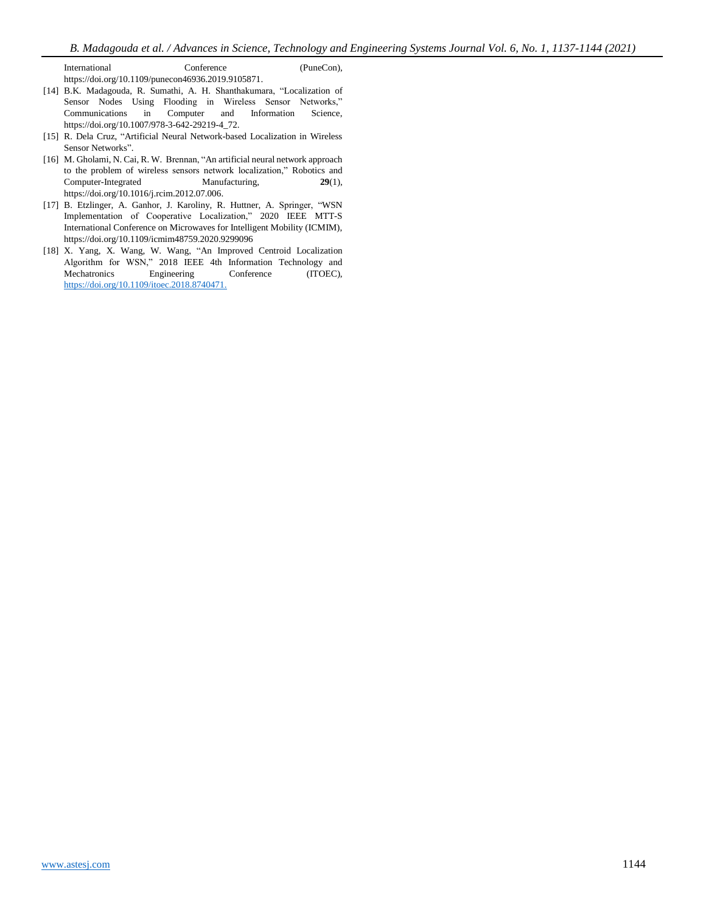International Conference (PuneCon), https://doi.org/10.1109/punecon46936.2019.9105871.

[14] B.K. Madagouda, R. Sumathi, A. H. Shanthakumara, "Localization of Sensor Nodes Using Flooding in Wireless Sensor Networks," Communications in Computer and Information Science, https://doi.org/10.1007/978-3-642-29219-4_72.

[15] R. Dela Cruz, "Artificial Neural Network-based Localization in Wireless Sensor Networks".

[16] M. Gholami, N. Cai, R. W. Brennan, "An artificial neural network approach to the problem of wireless sensors network localization," Robotics and Computer-Integrated Manufacturing, **29**(1), https://doi.org/10.1016/j.rcim.2012.07.006.

[17] B. Etzlinger, A. Ganhor, J. Karoliny, R. Huttner, A. Springer, "WSN Implementation of Cooperative Localization," 2020 IEEE MTT-S International Conference on Microwaves for Intelligent Mobility (ICMIM), https://doi.org/10.1109/icmim48759.2020.9299096

[18] X. Yang, X. Wang, W. Wang, "An Improved Centroid Localization Algorithm for WSN," 2018 IEEE 4th Information Technology and Mechatronics Engineering Conference (ITOEC), https://doi.org/10.1109/itoec.2018.8740471.